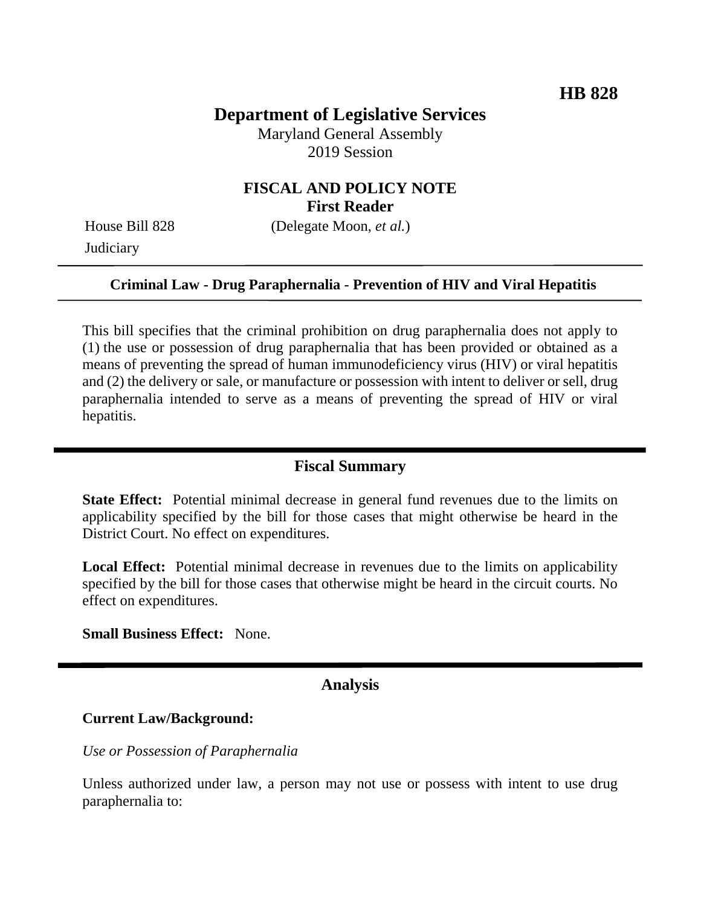**HB 828**

# Department of Legislative Services

Maryland General Assembly
2019 Session

## FISCAL AND POLICY NOTE
### First Reader

House Bill 828 (Delegate Moon, *et al.*)
Judiciary

---

**Criminal Law - Drug Paraphernalia - Prevention of HIV and Viral Hepatitis**

---

This bill specifies that the criminal prohibition on drug paraphernalia does not apply to (1) the use or possession of drug paraphernalia that has been provided or obtained as a means of preventing the spread of human immunodeficiency virus (HIV) or viral hepatitis and (2) the delivery or sale, or manufacture or possession with intent to deliver or sell, drug paraphernalia intended to serve as a means of preventing the spread of HIV or viral hepatitis.

---

## Fiscal Summary

**State Effect:** Potential minimal decrease in general fund revenues due to the limits on applicability specified by the bill for those cases that might otherwise be heard in the District Court. No effect on expenditures.

**Local Effect:** Potential minimal decrease in revenues due to the limits on applicability specified by the bill for those cases that otherwise might be heard in the circuit courts. No effect on expenditures.

**Small Business Effect:** None.

---

## Analysis

**Current Law/Background:**

*Use or Possession of Paraphernalia*

Unless authorized under law, a person may not use or possess with intent to use drug paraphernalia to: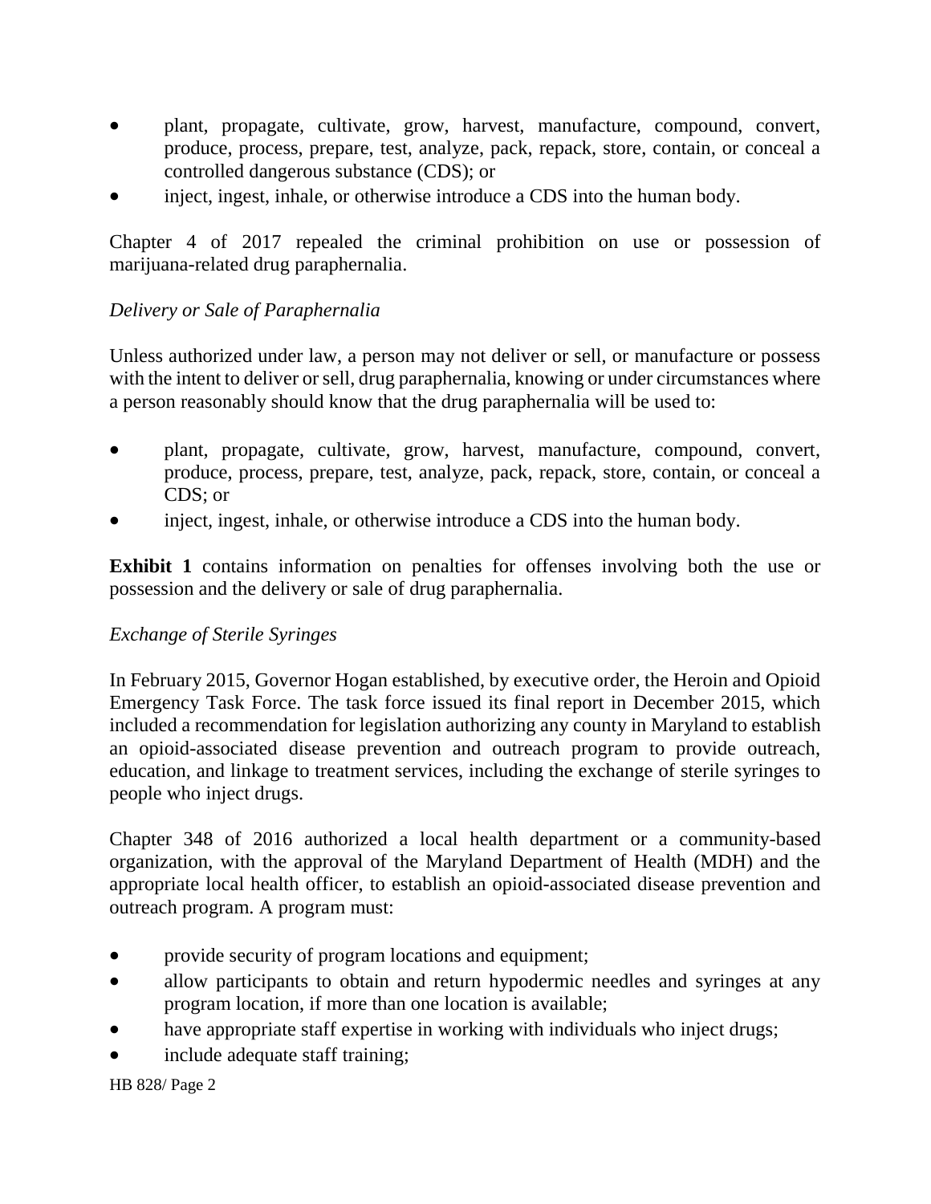- plant, propagate, cultivate, grow, harvest, manufacture, compound, convert, produce, process, prepare, test, analyze, pack, repack, store, contain, or conceal a controlled dangerous substance (CDS); or
- inject, ingest, inhale, or otherwise introduce a CDS into the human body.

Chapter 4 of 2017 repealed the criminal prohibition on use or possession of marijuana-related drug paraphernalia.

*Delivery or Sale of Paraphernalia*

Unless authorized under law, a person may not deliver or sell, or manufacture or possess with the intent to deliver or sell, drug paraphernalia, knowing or under circumstances where a person reasonably should know that the drug paraphernalia will be used to:

- plant, propagate, cultivate, grow, harvest, manufacture, compound, convert, produce, process, prepare, test, analyze, pack, repack, store, contain, or conceal a CDS; or
- inject, ingest, inhale, or otherwise introduce a CDS into the human body.

**Exhibit 1** contains information on penalties for offenses involving both the use or possession and the delivery or sale of drug paraphernalia.

*Exchange of Sterile Syringes*

In February 2015, Governor Hogan established, by executive order, the Heroin and Opioid Emergency Task Force. The task force issued its final report in December 2015, which included a recommendation for legislation authorizing any county in Maryland to establish an opioid-associated disease prevention and outreach program to provide outreach, education, and linkage to treatment services, including the exchange of sterile syringes to people who inject drugs.

Chapter 348 of 2016 authorized a local health department or a community-based organization, with the approval of the Maryland Department of Health (MDH) and the appropriate local health officer, to establish an opioid-associated disease prevention and outreach program. A program must:

- provide security of program locations and equipment;
- allow participants to obtain and return hypodermic needles and syringes at any program location, if more than one location is available;
- have appropriate staff expertise in working with individuals who inject drugs;
- include adequate staff training;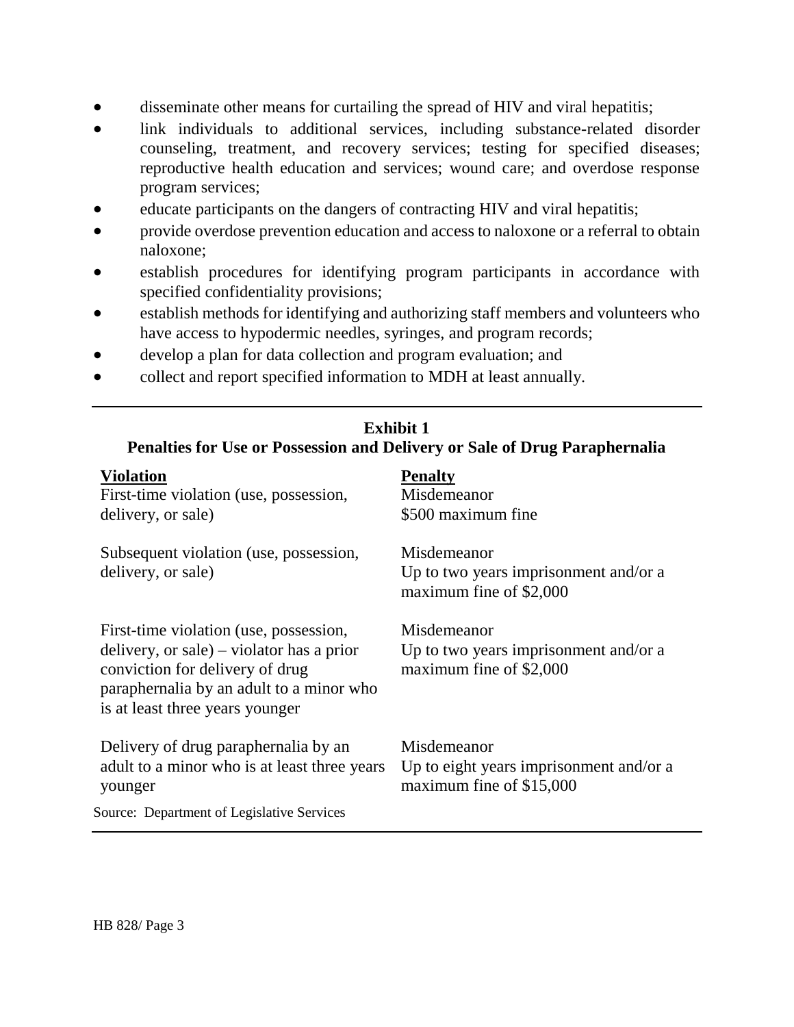- disseminate other means for curtailing the spread of HIV and viral hepatitis;
- link individuals to additional services, including substance-related disorder counseling, treatment, and recovery services; testing for specified diseases; reproductive health education and services; wound care; and overdose response program services;
- educate participants on the dangers of contracting HIV and viral hepatitis;
- provide overdose prevention education and access to naloxone or a referral to obtain naloxone;
- establish procedures for identifying program participants in accordance with specified confidentiality provisions;
- establish methods for identifying and authorizing staff members and volunteers who have access to hypodermic needles, syringes, and program records;
- develop a plan for data collection and program evaluation; and
- collect and report specified information to MDH at least annually.

**Exhibit 1**
**Penalties for Use or Possession and Delivery or Sale of Drug Paraphernalia**

| Violation | Penalty |
|---|---|
| First-time violation (use, possession, delivery, or sale) | Misdemeanor<br>$500 maximum fine |
| Subsequent violation (use, possession, delivery, or sale) | Misdemeanor<br>Up to two years imprisonment and/or a maximum fine of $2,000 |
| First-time violation (use, possession, delivery, or sale) – violator has a prior conviction for delivery of drug paraphernalia by an adult to a minor who is at least three years younger | Misdemeanor<br>Up to two years imprisonment and/or a maximum fine of $2,000 |
| Delivery of drug paraphernalia by an adult to a minor who is at least three years younger | Misdemeanor<br>Up to eight years imprisonment and/or a maximum fine of $15,000 |

Source: Department of Legislative Services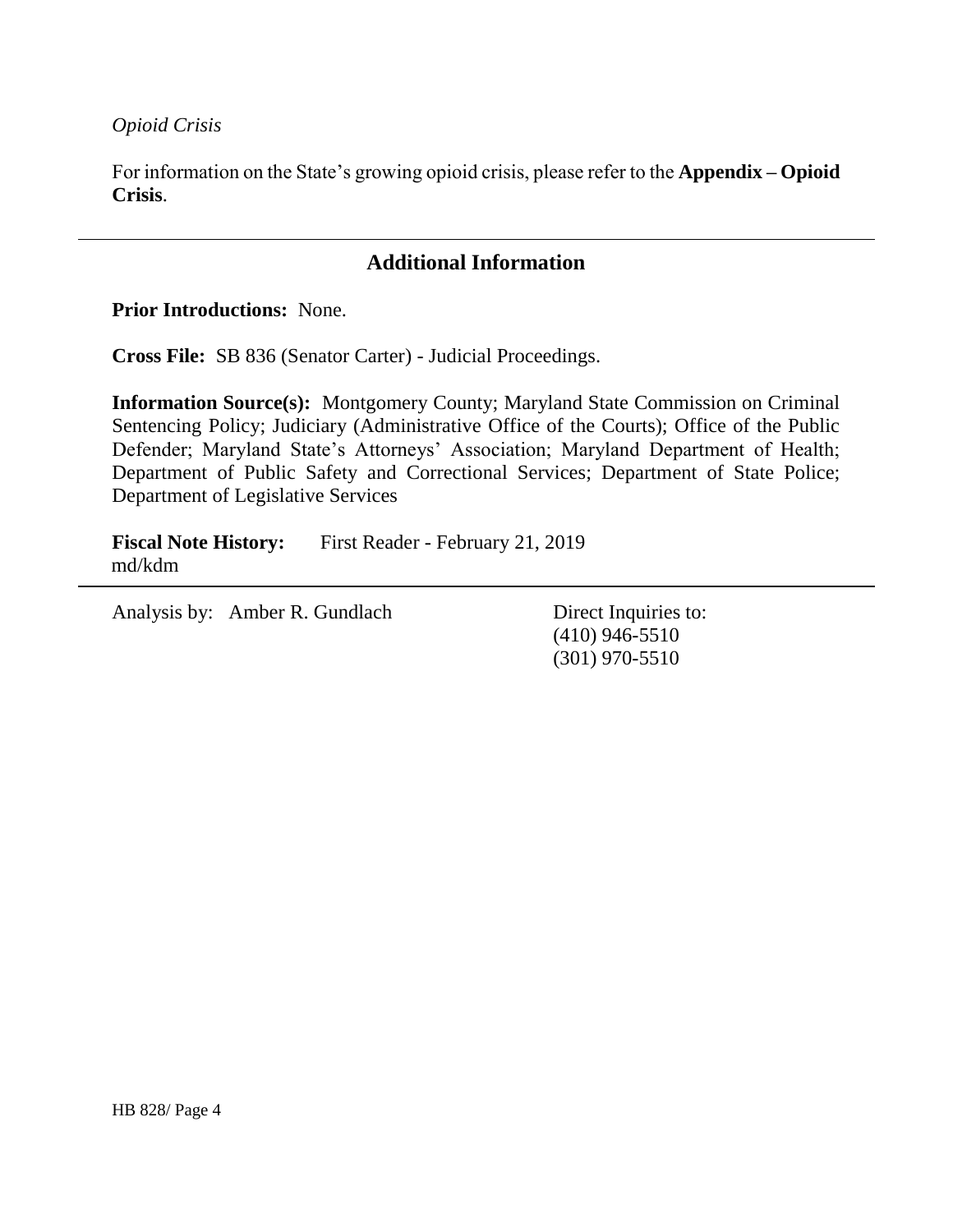*Opioid Crisis*

For information on the State's growing opioid crisis, please refer to the **Appendix – Opioid Crisis**.

---

## Additional Information

**Prior Introductions:** None.

**Cross File:** SB 836 (Senator Carter) - Judicial Proceedings.

**Information Source(s):** Montgomery County; Maryland State Commission on Criminal Sentencing Policy; Judiciary (Administrative Office of the Courts); Office of the Public Defender; Maryland State's Attorneys' Association; Maryland Department of Health; Department of Public Safety and Correctional Services; Department of State Police; Department of Legislative Services

**Fiscal Note History:** First Reader - February 21, 2019
md/kdm

---

Analysis by: Amber R. Gundlach

Direct Inquiries to:
(410) 946-5510
(301) 970-5510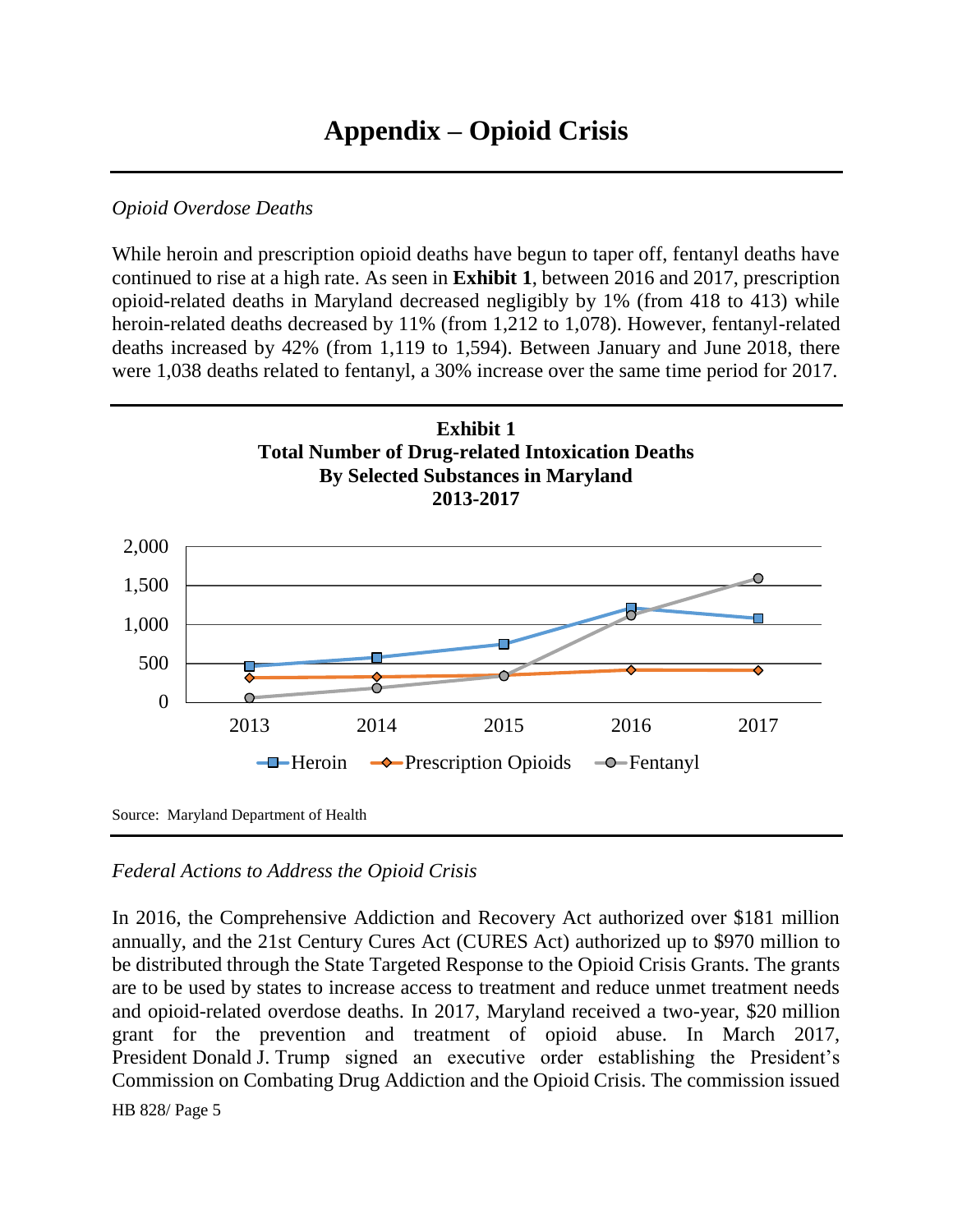# Appendix – Opioid Crisis

*Opioid Overdose Deaths*

While heroin and prescription opioid deaths have begun to taper off, fentanyl deaths have continued to rise at a high rate. As seen in **Exhibit 1**, between 2016 and 2017, prescription opioid-related deaths in Maryland decreased negligibly by 1% (from 418 to 413) while heroin-related deaths decreased by 11% (from 1,212 to 1,078). However, fentanyl-related deaths increased by 42% (from 1,119 to 1,594). Between January and June 2018, there were 1,038 deaths related to fentanyl, a 30% increase over the same time period for 2017.

**Exhibit 1**
**Total Number of Drug-related Intoxication Deaths**
**By Selected Substances in Maryland**
**2013-2017**

Legend: Heroin, Prescription Opioids, Fentanyl. Y-axis: 0 to 2,000. X-axis: 2013, 2014, 2015, 2016, 2017.

Source: Maryland Department of Health

*Federal Actions to Address the Opioid Crisis*

In 2016, the Comprehensive Addiction and Recovery Act authorized over $181 million annually, and the 21st Century Cures Act (CURES Act) authorized up to $970 million to be distributed through the State Targeted Response to the Opioid Crisis Grants. The grants are to be used by states to increase access to treatment and reduce unmet treatment needs and opioid-related overdose deaths. In 2017, Maryland received a two-year, $20 million grant for the prevention and treatment of opioid abuse. In March 2017, President Donald J. Trump signed an executive order establishing the President's Commission on Combating Drug Addiction and the Opioid Crisis. The commission issued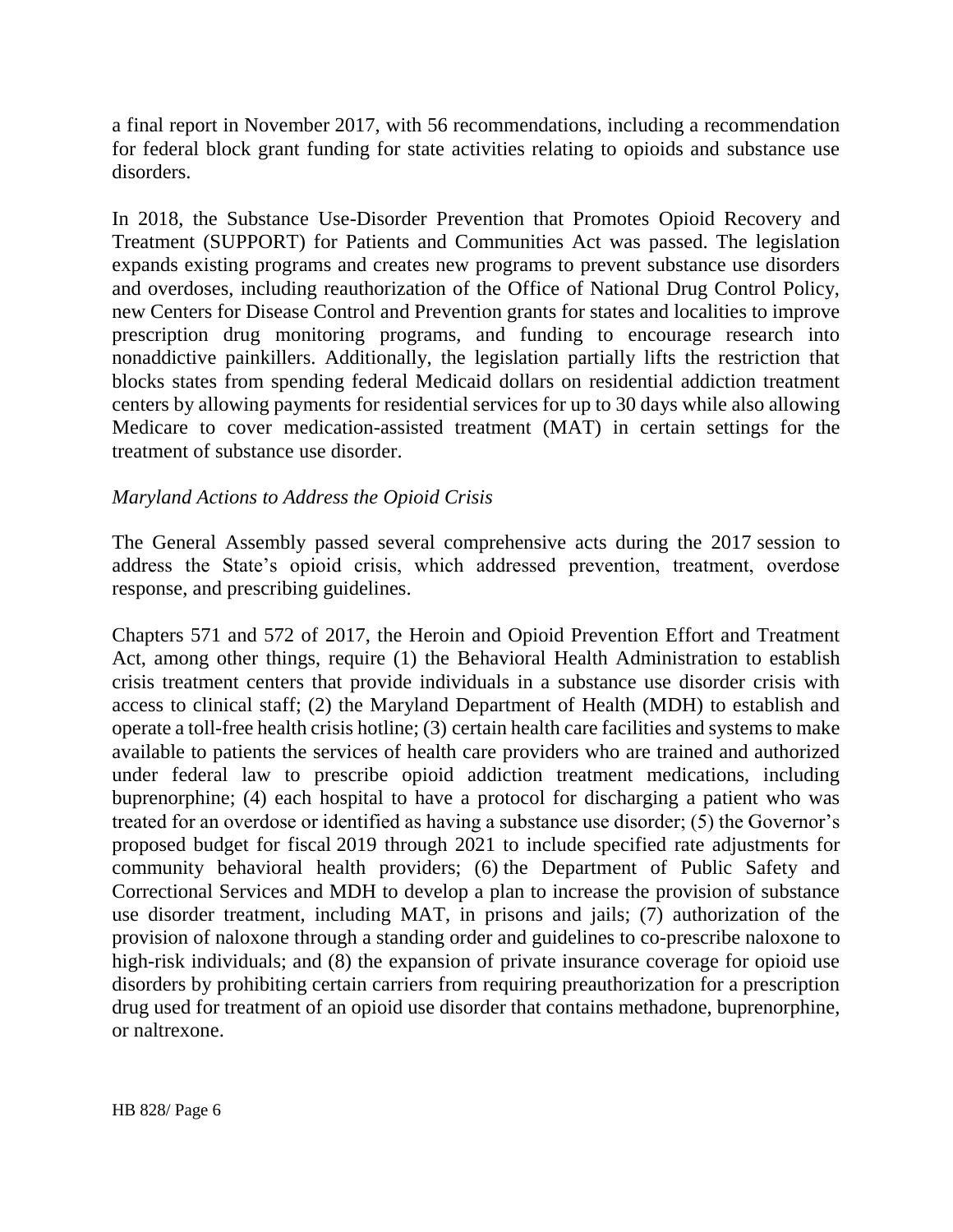a final report in November 2017, with 56 recommendations, including a recommendation for federal block grant funding for state activities relating to opioids and substance use disorders.

In 2018, the Substance Use-Disorder Prevention that Promotes Opioid Recovery and Treatment (SUPPORT) for Patients and Communities Act was passed. The legislation expands existing programs and creates new programs to prevent substance use disorders and overdoses, including reauthorization of the Office of National Drug Control Policy, new Centers for Disease Control and Prevention grants for states and localities to improve prescription drug monitoring programs, and funding to encourage research into nonaddictive painkillers. Additionally, the legislation partially lifts the restriction that blocks states from spending federal Medicaid dollars on residential addiction treatment centers by allowing payments for residential services for up to 30 days while also allowing Medicare to cover medication-assisted treatment (MAT) in certain settings for the treatment of substance use disorder.

*Maryland Actions to Address the Opioid Crisis*

The General Assembly passed several comprehensive acts during the 2017 session to address the State's opioid crisis, which addressed prevention, treatment, overdose response, and prescribing guidelines.

Chapters 571 and 572 of 2017, the Heroin and Opioid Prevention Effort and Treatment Act, among other things, require (1) the Behavioral Health Administration to establish crisis treatment centers that provide individuals in a substance use disorder crisis with access to clinical staff; (2) the Maryland Department of Health (MDH) to establish and operate a toll-free health crisis hotline; (3) certain health care facilities and systems to make available to patients the services of health care providers who are trained and authorized under federal law to prescribe opioid addiction treatment medications, including buprenorphine; (4) each hospital to have a protocol for discharging a patient who was treated for an overdose or identified as having a substance use disorder; (5) the Governor's proposed budget for fiscal 2019 through 2021 to include specified rate adjustments for community behavioral health providers; (6) the Department of Public Safety and Correctional Services and MDH to develop a plan to increase the provision of substance use disorder treatment, including MAT, in prisons and jails; (7) authorization of the provision of naloxone through a standing order and guidelines to co-prescribe naloxone to high-risk individuals; and (8) the expansion of private insurance coverage for opioid use disorders by prohibiting certain carriers from requiring preauthorization for a prescription drug used for treatment of an opioid use disorder that contains methadone, buprenorphine, or naltrexone.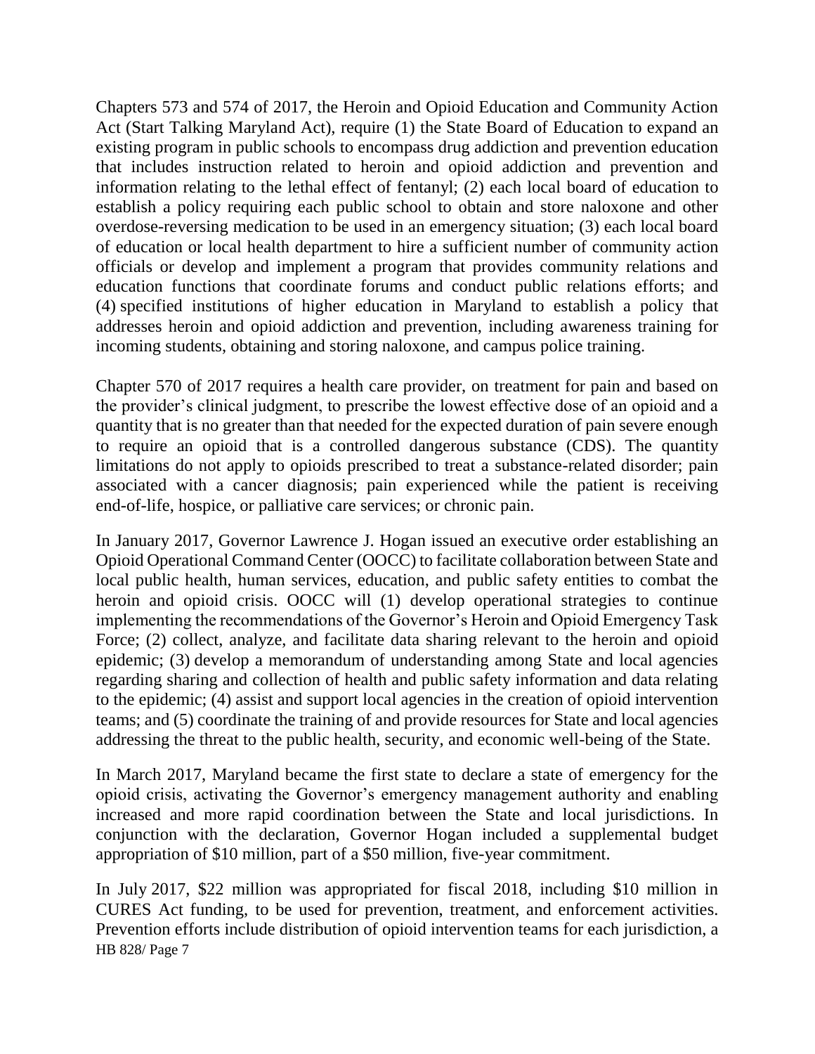Chapters 573 and 574 of 2017, the Heroin and Opioid Education and Community Action Act (Start Talking Maryland Act), require (1) the State Board of Education to expand an existing program in public schools to encompass drug addiction and prevention education that includes instruction related to heroin and opioid addiction and prevention and information relating to the lethal effect of fentanyl; (2) each local board of education to establish a policy requiring each public school to obtain and store naloxone and other overdose-reversing medication to be used in an emergency situation; (3) each local board of education or local health department to hire a sufficient number of community action officials or develop and implement a program that provides community relations and education functions that coordinate forums and conduct public relations efforts; and (4) specified institutions of higher education in Maryland to establish a policy that addresses heroin and opioid addiction and prevention, including awareness training for incoming students, obtaining and storing naloxone, and campus police training.

Chapter 570 of 2017 requires a health care provider, on treatment for pain and based on the provider's clinical judgment, to prescribe the lowest effective dose of an opioid and a quantity that is no greater than that needed for the expected duration of pain severe enough to require an opioid that is a controlled dangerous substance (CDS). The quantity limitations do not apply to opioids prescribed to treat a substance-related disorder; pain associated with a cancer diagnosis; pain experienced while the patient is receiving end-of-life, hospice, or palliative care services; or chronic pain.

In January 2017, Governor Lawrence J. Hogan issued an executive order establishing an Opioid Operational Command Center (OOCC) to facilitate collaboration between State and local public health, human services, education, and public safety entities to combat the heroin and opioid crisis. OOCC will (1) develop operational strategies to continue implementing the recommendations of the Governor's Heroin and Opioid Emergency Task Force; (2) collect, analyze, and facilitate data sharing relevant to the heroin and opioid epidemic; (3) develop a memorandum of understanding among State and local agencies regarding sharing and collection of health and public safety information and data relating to the epidemic; (4) assist and support local agencies in the creation of opioid intervention teams; and (5) coordinate the training of and provide resources for State and local agencies addressing the threat to the public health, security, and economic well-being of the State.

In March 2017, Maryland became the first state to declare a state of emergency for the opioid crisis, activating the Governor's emergency management authority and enabling increased and more rapid coordination between the State and local jurisdictions. In conjunction with the declaration, Governor Hogan included a supplemental budget appropriation of $10 million, part of a $50 million, five-year commitment.

In July 2017, $22 million was appropriated for fiscal 2018, including $10 million in CURES Act funding, to be used for prevention, treatment, and enforcement activities. Prevention efforts include distribution of opioid intervention teams for each jurisdiction, a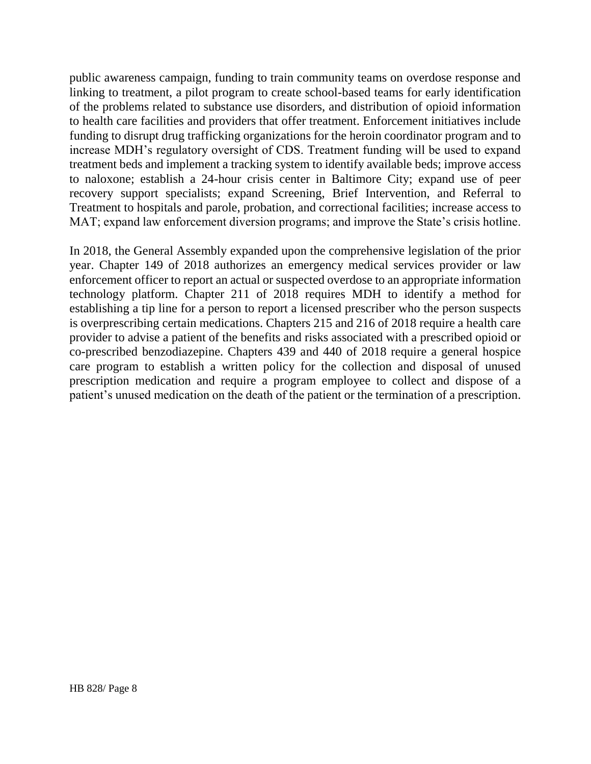public awareness campaign, funding to train community teams on overdose response and linking to treatment, a pilot program to create school-based teams for early identification of the problems related to substance use disorders, and distribution of opioid information to health care facilities and providers that offer treatment. Enforcement initiatives include funding to disrupt drug trafficking organizations for the heroin coordinator program and to increase MDH's regulatory oversight of CDS. Treatment funding will be used to expand treatment beds and implement a tracking system to identify available beds; improve access to naloxone; establish a 24-hour crisis center in Baltimore City; expand use of peer recovery support specialists; expand Screening, Brief Intervention, and Referral to Treatment to hospitals and parole, probation, and correctional facilities; increase access to MAT; expand law enforcement diversion programs; and improve the State's crisis hotline.

In 2018, the General Assembly expanded upon the comprehensive legislation of the prior year. Chapter 149 of 2018 authorizes an emergency medical services provider or law enforcement officer to report an actual or suspected overdose to an appropriate information technology platform. Chapter 211 of 2018 requires MDH to identify a method for establishing a tip line for a person to report a licensed prescriber who the person suspects is overprescribing certain medications. Chapters 215 and 216 of 2018 require a health care provider to advise a patient of the benefits and risks associated with a prescribed opioid or co-prescribed benzodiazepine. Chapters 439 and 440 of 2018 require a general hospice care program to establish a written policy for the collection and disposal of unused prescription medication and require a program employee to collect and dispose of a patient's unused medication on the death of the patient or the termination of a prescription.